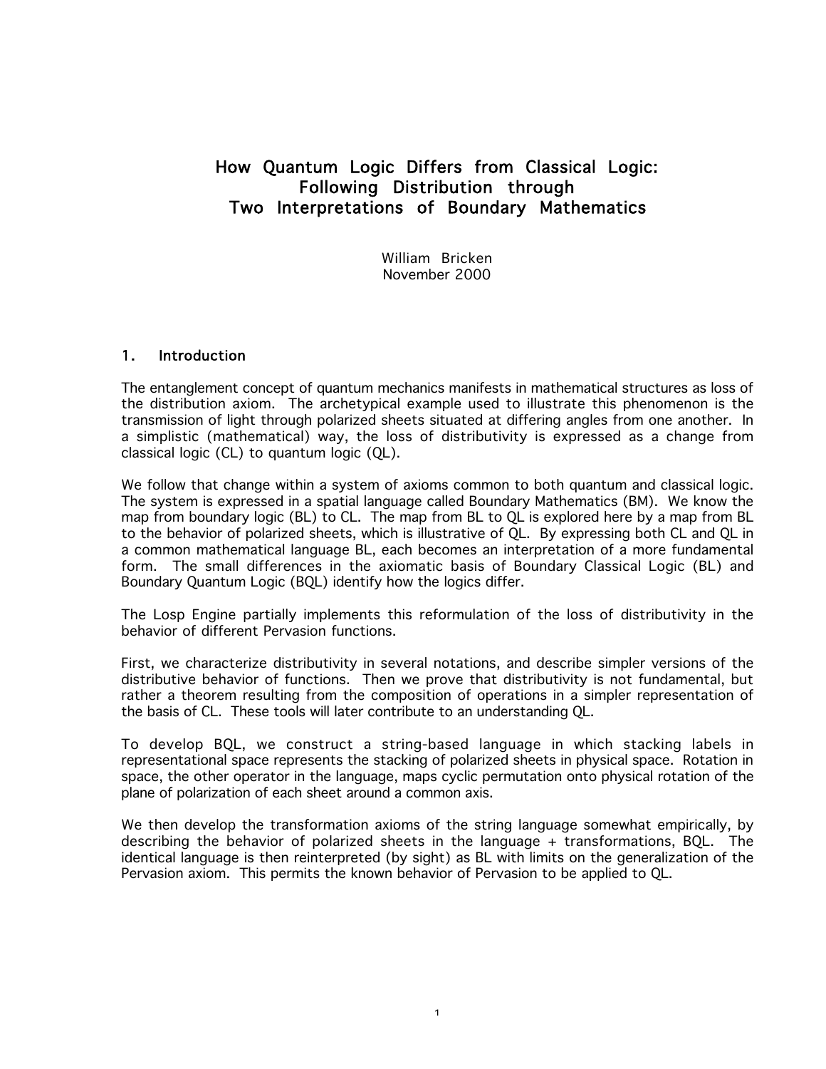# How Quantum Logic Differs from Classical Logic: Following Distribution through Two Interpretations of Boundary Mathematics

William Bricken
November 2000

## 1. Introduction

The entanglement concept of quantum mechanics manifests in mathematical structures as loss of the distribution axiom. The archetypical example used to illustrate this phenomenon is the transmission of light through polarized sheets situated at differing angles from one another. In a simplistic (mathematical) way, the loss of distributivity is expressed as a change from classical logic (CL) to quantum logic (QL).

We follow that change within a system of axioms common to both quantum and classical logic. The system is expressed in a spatial language called Boundary Mathematics (BM). We know the map from boundary logic (BL) to CL. The map from BL to QL is explored here by a map from BL to the behavior of polarized sheets, which is illustrative of QL. By expressing both CL and QL in a common mathematical language BL, each becomes an interpretation of a more fundamental form. The small differences in the axiomatic basis of Boundary Classical Logic (BL) and Boundary Quantum Logic (BQL) identify how the logics differ.

The Losp Engine partially implements this reformulation of the loss of distributivity in the behavior of different Pervasion functions.

First, we characterize distributivity in several notations, and describe simpler versions of the distributive behavior of functions. Then we prove that distributivity is not fundamental, but rather a theorem resulting from the composition of operations in a simpler representation of the basis of CL. These tools will later contribute to an understanding QL.

To develop BQL, we construct a string-based language in which stacking labels in representational space represents the stacking of polarized sheets in physical space. Rotation in space, the other operator in the language, maps cyclic permutation onto physical rotation of the plane of polarization of each sheet around a common axis.

We then develop the transformation axioms of the string language somewhat empirically, by describing the behavior of polarized sheets in the language + transformations, BQL. The identical language is then reinterpreted (by sight) as BL with limits on the generalization of the Pervasion axiom. This permits the known behavior of Pervasion to be applied to QL.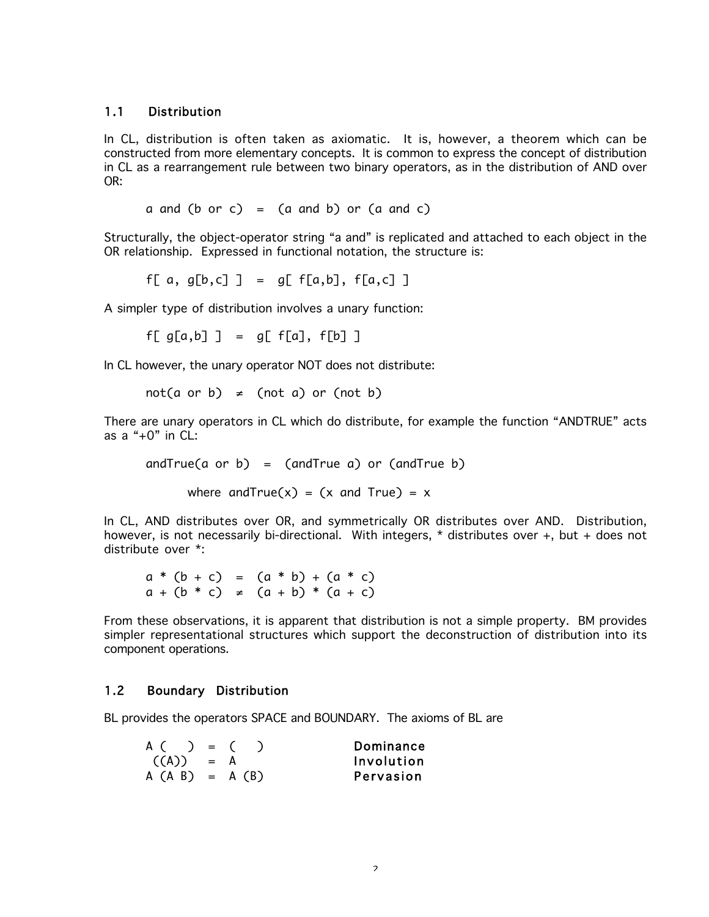### 1.1 Distribution

In CL, distribution is often taken as axiomatic. It is, however, a theorem which can be constructed from more elementary concepts. It is common to express the concept of distribution in CL as a rearrangement rule between two binary operators, as in the distribution of AND over OR:

```
a and (b or c)  =  (a and b) or (a and c)
```

Structurally, the object-operator string "a and" is replicated and attached to each object in the OR relationship. Expressed in functional notation, the structure is:

```
f[ a, g[b,c] ]  =  g[ f[a,b], f[a,c] ]
```

A simpler type of distribution involves a unary function:

```
f[ g[a,b] ]  =  g[ f[a], f[b] ]
```

In CL however, the unary operator NOT does not distribute:

```
not(a or b)  ≠  (not a) or (not b)
```

There are unary operators in CL which do distribute, for example the function "ANDTRUE" acts as a "+0" in CL:

```
andTrue(a or b)  =  (andTrue a) or (andTrue b)

      where andTrue(x) = (x and True) = x
```

In CL, AND distributes over OR, and symmetrically OR distributes over AND. Distribution, however, is not necessarily bi-directional. With integers, * distributes over +, but + does not distribute over *:

```
a * (b + c)  =  (a * b) + (a * c)
a + (b * c)  ≠  (a + b) * (a + c)
```

From these observations, it is apparent that distribution is not a simple property. BM provides simpler representational structures which support the deconstruction of distribution into its component operations.

### 1.2 Boundary Distribution

BL provides the operators SPACE and BOUNDARY. The axioms of BL are

```
A (   )  =  (   )          Dominance
 ((A))   =  A              Involution
A (A B)  =  A (B)          Pervasion
```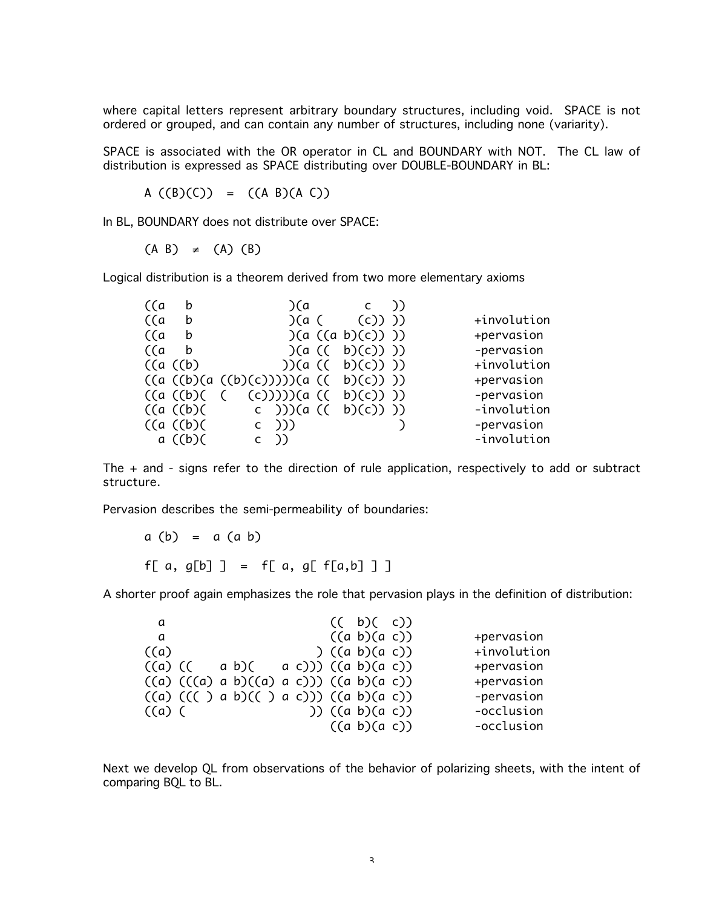where capital letters represent arbitrary boundary structures, including void. SPACE is not ordered or grouped, and can contain any number of structures, including none (variarity).

SPACE is associated with the OR operator in CL and BOUNDARY with NOT. The CL law of distribution is expressed as SPACE distributing over DOUBLE-BOUNDARY in BL:

```
A ((B)(C))  =  ((A B)(A C))
```

In BL, BOUNDARY does not distribute over SPACE:

```
(A B)  ≠  (A) (B)
```

Logical distribution is a theorem derived from two more elementary axioms

```
((a   b              )(a        c   ))
((a   b              )(a (     (c)) ))          +involution
((a   b              )(a ((a b)(c)) ))          +pervasion
((a   b              )(a ((  b)(c)) ))          -pervasion
((a ((b)            ))(a ((  b)(c)) ))          +involution
((a ((b)(a ((b)(c)))))(a ((  b)(c)) ))          +pervasion
((a ((b)(  (   (c)))))(a ((  b)(c)) ))          -pervasion
((a ((b)(       c  )))(a ((  b)(c)) ))          -involution
((a ((b)(       c  )))               )          -pervasion
  a ((b)(       c  ))                           -involution
```

The + and - signs refer to the direction of rule application, respectively to add or subtract structure.

Pervasion describes the semi-permeability of boundaries:

```
a (b)  =  a (a b)

f[ a, g[b] ]  =  f[ a, g[ f[a,b] ] ]
```

A shorter proof again emphasizes the role that pervasion plays in the definition of distribution:

```
  a                        ((  b)(  c))
  a                        ((a b)(a c))         +pervasion
((a)                     ) ((a b)(a c))         +involution
((a) ((     a b)(    a c))) ((a b)(a c))        +pervasion
((a) (((a) a b)((a) a c))) ((a b)(a c))         +pervasion
((a) ((( ) a b)(( ) a c))) ((a b)(a c))         -pervasion
((a) (                  )) ((a b)(a c))         -occlusion
                           ((a b)(a c))         -occlusion
```

Next we develop QL from observations of the behavior of polarizing sheets, with the intent of comparing BQL to BL.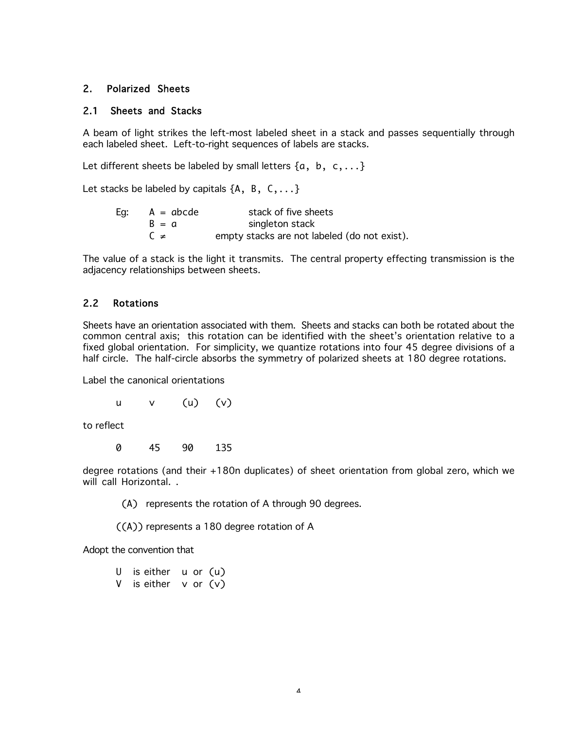## 2. Polarized Sheets

### 2.1 Sheets and Stacks

A beam of light strikes the left-most labeled sheet in a stack and passes sequentially through each labeled sheet. Left-to-right sequences of labels are stacks.

Let different sheets be labeled by small letters {a, b, c,...}

Let stacks be labeled by capitals {A, B, C,...}

Eg:

| | | |
|---|---|---|
| A = abcde | stack of five sheets | |
| B = a | singleton stack | |
| C ≠ | empty stacks are not labeled (do not exist). | |

The value of a stack is the light it transmits. The central property effecting transmission is the adjacency relationships between sheets.

### 2.2 Rotations

Sheets have an orientation associated with them. Sheets and stacks can both be rotated about the common central axis; this rotation can be identified with the sheet's orientation relative to a fixed global orientation. For simplicity, we quantize rotations into four 45 degree divisions of a half circle. The half-circle absorbs the symmetry of polarized sheets at 180 degree rotations.

Label the canonical orientations

u  v  (u)  (v)

to reflect

0  45  90  135

degree rotations (and their +180n duplicates) of sheet orientation from global zero, which we will call Horizontal. .

(A) represents the rotation of A through 90 degrees.

((A)) represents a 180 degree rotation of A

Adopt the convention that

U is either u or (u)
V is either v or (v)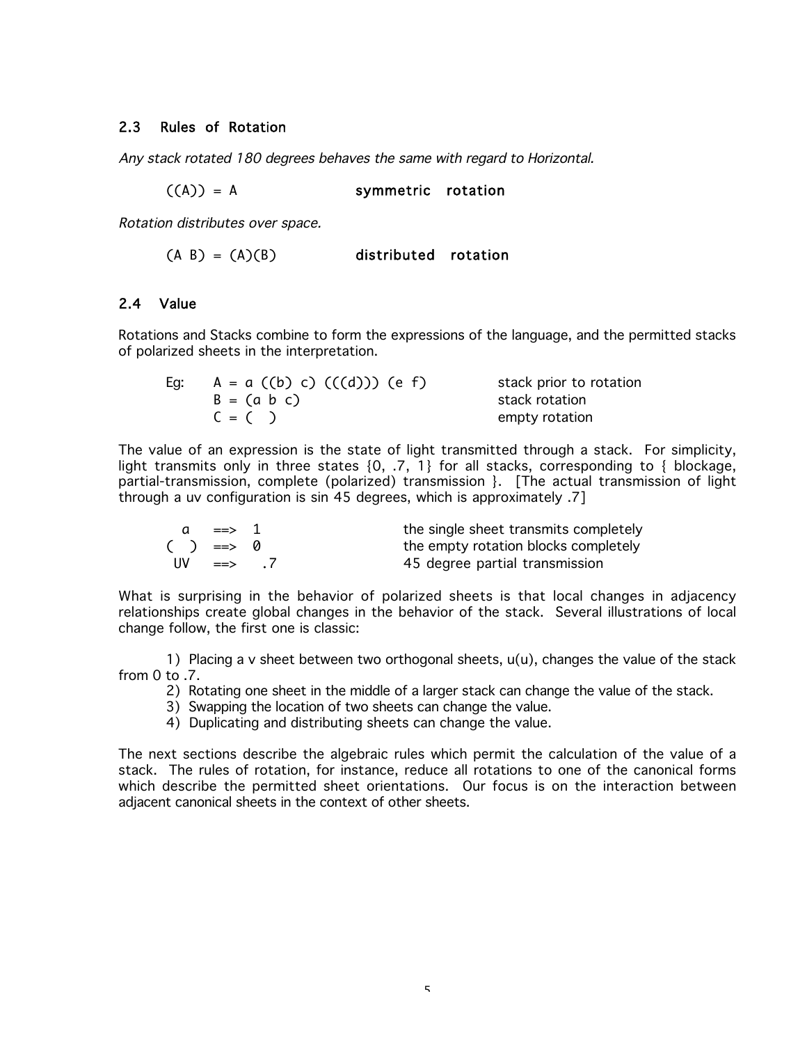## 2.3 Rules of Rotation

*Any stack rotated 180 degrees behaves the same with regard to Horizontal.*

```
((A)) = A                    symmetric rotation
```

*Rotation distributes over space.*

```
(A B) = (A)(B)               distributed rotation
```

## 2.4 Value

Rotations and Stacks combine to form the expressions of the language, and the permitted stacks of polarized sheets in the interpretation.

```
Eg:   A = a ((b) c) (((d))) (e f)       stack prior to rotation
      B = (a b c)                       stack rotation
      C = (  )                          empty rotation
```

The value of an expression is the state of light transmitted through a stack. For simplicity, light transmits only in three states {0, .7, 1} for all stacks, corresponding to { blockage, partial-transmission, complete (polarized) transmission }. [The actual transmission of light through a uv configuration is sin 45 degrees, which is approximately .7]

```
  a   ==>  1           the single sheet transmits completely
 ( )  ==>  0           the empty rotation blocks completely
 UV   ==>  .7          45 degree partial transmission
```

What is surprising in the behavior of polarized sheets is that local changes in adjacency relationships create global changes in the behavior of the stack. Several illustrations of local change follow, the first one is classic:

1) Placing a v sheet between two orthogonal sheets, u(u), changes the value of the stack from 0 to .7.
2) Rotating one sheet in the middle of a larger stack can change the value of the stack.
3) Swapping the location of two sheets can change the value.
4) Duplicating and distributing sheets can change the value.

The next sections describe the algebraic rules which permit the calculation of the value of a stack. The rules of rotation, for instance, reduce all rotations to one of the canonical forms which describe the permitted sheet orientations. Our focus is on the interaction between adjacent canonical sheets in the context of other sheets.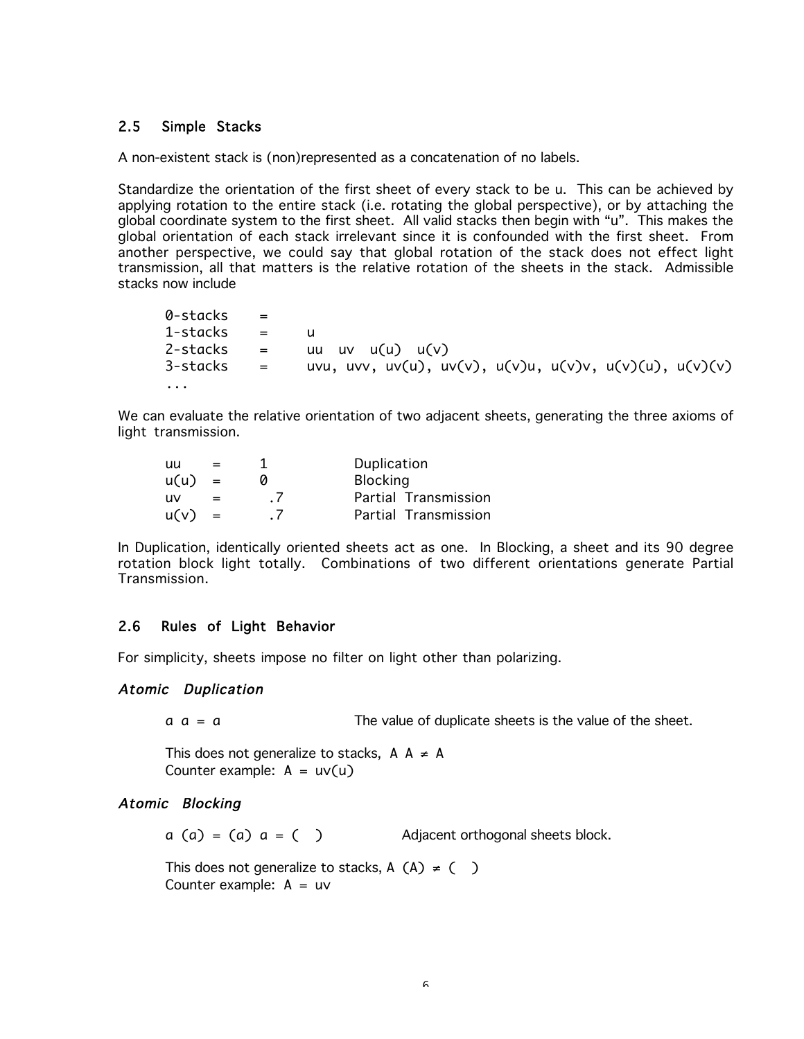## 2.5 Simple Stacks

A non-existent stack is (non)represented as a concatenation of no labels.

Standardize the orientation of the first sheet of every stack to be u. This can be achieved by applying rotation to the entire stack (i.e. rotating the global perspective), or by attaching the global coordinate system to the first sheet. All valid stacks then begin with "u". This makes the global orientation of each stack irrelevant since it is confounded with the first sheet. From another perspective, we could say that global rotation of the stack does not effect light transmission, all that matters is the relative rotation of the sheets in the stack. Admissible stacks now include

```
0-stacks   =
1-stacks   =    u
2-stacks   =    uu  uv  u(u)  u(v)
3-stacks   =    uvu, uvv, uv(u), uv(v), u(v)u, u(v)v, u(v)(u), u(v)(v)
...
```

We can evaluate the relative orientation of two adjacent sheets, generating the three axioms of light transmission.

```
uu    =    1          Duplication
u(u)  =    0          Blocking
uv    =     .7        Partial Transmission
u(v)  =     .7        Partial Transmission
```

In Duplication, identically oriented sheets act as one. In Blocking, a sheet and its 90 degree rotation block light totally. Combinations of two different orientations generate Partial Transmission.

## 2.6 Rules of Light Behavior

For simplicity, sheets impose no filter on light other than polarizing.

### *Atomic Duplication*

$a\ a = a$ The value of duplicate sheets is the value of the sheet.

This does not generalize to stacks, $A\ A \neq A$
Counter example: $A = uv(u)$

### *Atomic Blocking*

$a\ (a) = (a)\ a = (\ \ )$ Adjacent orthogonal sheets block.

This does not generalize to stacks, $A\ (A) \neq (\ \ )$
Counter example: $A = uv$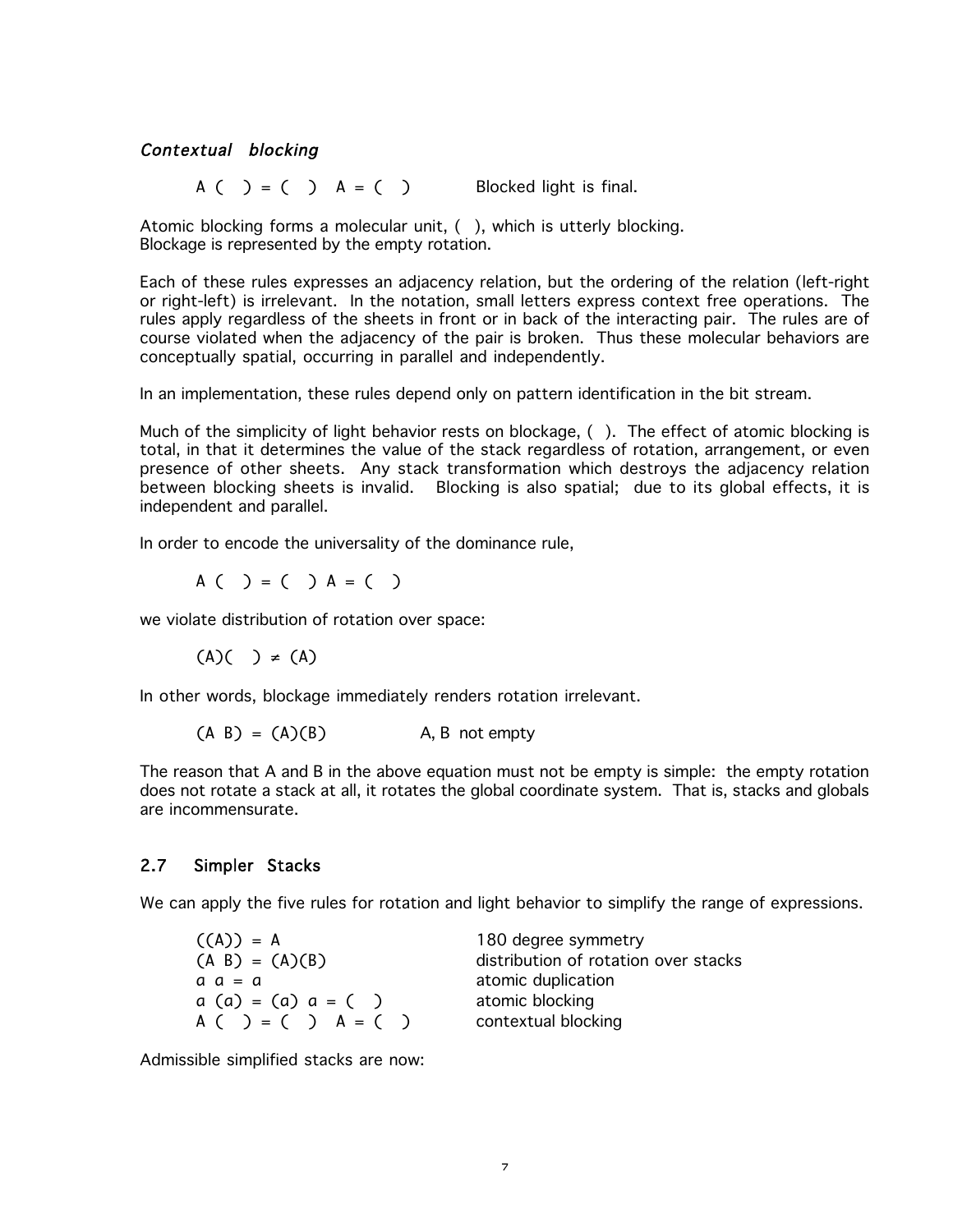*Contextual blocking*

$$A\ (\ \ ) = (\ \ )\ A = (\ \ ) \qquad \text{Blocked light is final.}$$

Atomic blocking forms a molecular unit, ( ), which is utterly blocking.
Blockage is represented by the empty rotation.

Each of these rules expresses an adjacency relation, but the ordering of the relation (left-right or right-left) is irrelevant. In the notation, small letters express context free operations. The rules apply regardless of the sheets in front or in back of the interacting pair. The rules are of course violated when the adjacency of the pair is broken. Thus these molecular behaviors are conceptually spatial, occurring in parallel and independently.

In an implementation, these rules depend only on pattern identification in the bit stream.

Much of the simplicity of light behavior rests on blockage, ( ). The effect of atomic blocking is total, in that it determines the value of the stack regardless of rotation, arrangement, or even presence of other sheets. Any stack transformation which destroys the adjacency relation between blocking sheets is invalid. Blocking is also spatial; due to its global effects, it is independent and parallel.

In order to encode the universality of the dominance rule,

$$A\ (\ \ ) = (\ \ )\ A = (\ \ )$$

we violate distribution of rotation over space:

$$(A)(\ \ ) \neq (A)$$

In other words, blockage immediately renders rotation irrelevant.

$$(A\ B) = (A)(B) \qquad A, B \text{ not empty}$$

The reason that A and B in the above equation must not be empty is simple: the empty rotation does not rotate a stack at all, it rotates the global coordinate system. That is, stacks and globals are incommensurate.

## 2.7 Simpler Stacks

We can apply the five rules for rotation and light behavior to simplify the range of expressions.

| | |
|---|---|
| $((A)) = A$ | 180 degree symmetry |
| $(A\ B) = (A)(B)$ | distribution of rotation over stacks |
| $a\ a = a$ | atomic duplication |
| $a\ (a) = (a)\ a = (\ \ )$ | atomic blocking |
| $A\ (\ \ ) = (\ \ )\ A = (\ \ )$ | contextual blocking |

Admissible simplified stacks are now: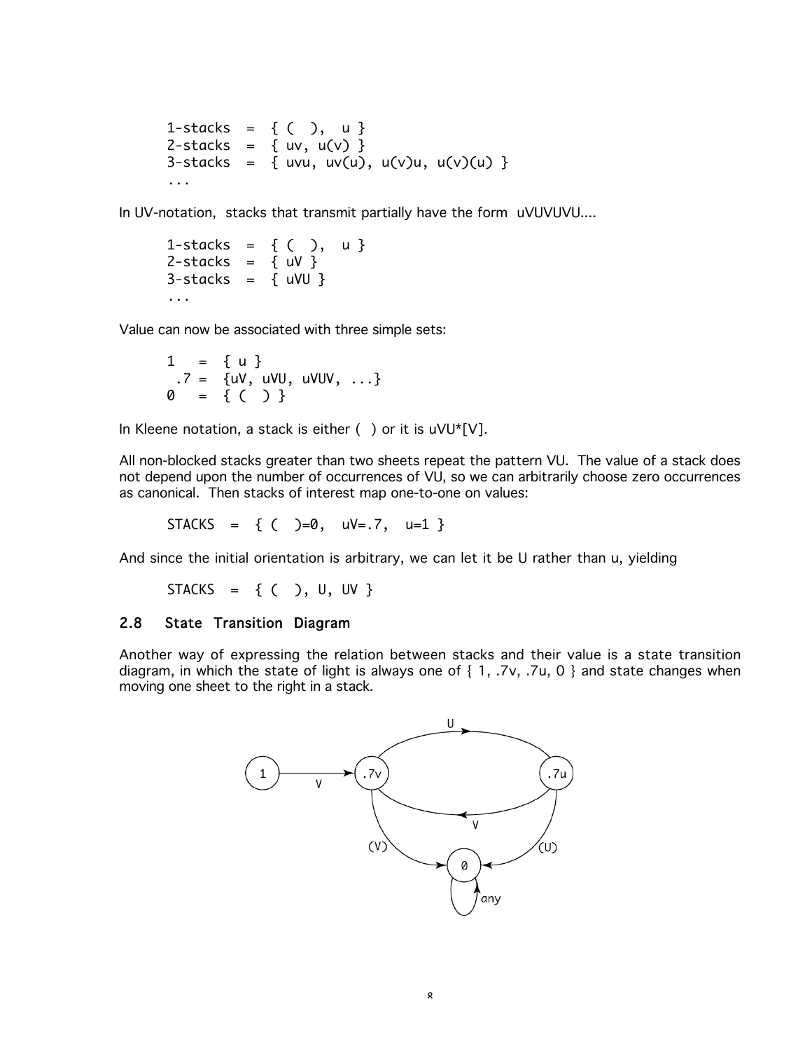```
1-stacks  =  { ( ),  u }
2-stacks  =  { uv, u(v) }
3-stacks  =  { uvu, uv(u), u(v)u, u(v)(u) }
...
```

In UV-notation, stacks that transmit partially have the form uVUVUVU....

```
1-stacks  =  { ( ),  u }
2-stacks  =  { uV }
3-stacks  =  { uVU }
...
```

Value can now be associated with three simple sets:

```
1    =  { u }
 .7 =  {uV, uVU, uVUV, ...}
0    =  { ( ) }
```

In Kleene notation, a stack is either ( ) or it is uVU*[V].

All non-blocked stacks greater than two sheets repeat the pattern VU. The value of a stack does not depend upon the number of occurrences of VU, so we can arbitrarily choose zero occurrences as canonical. Then stacks of interest map one-to-one on values:

```
STACKS  =  { ( )=0,  uV=.7,  u=1 }
```

And since the initial orientation is arbitrary, we can let it be U rather than u, yielding

```
STACKS  =  { ( ), U, UV }
```

## 2.8 State Transition Diagram

Another way of expressing the relation between stacks and their value is a state transition diagram, in which the state of light is always one of { 1, .7v, .7u, 0 } and state changes when moving one sheet to the right in a stack.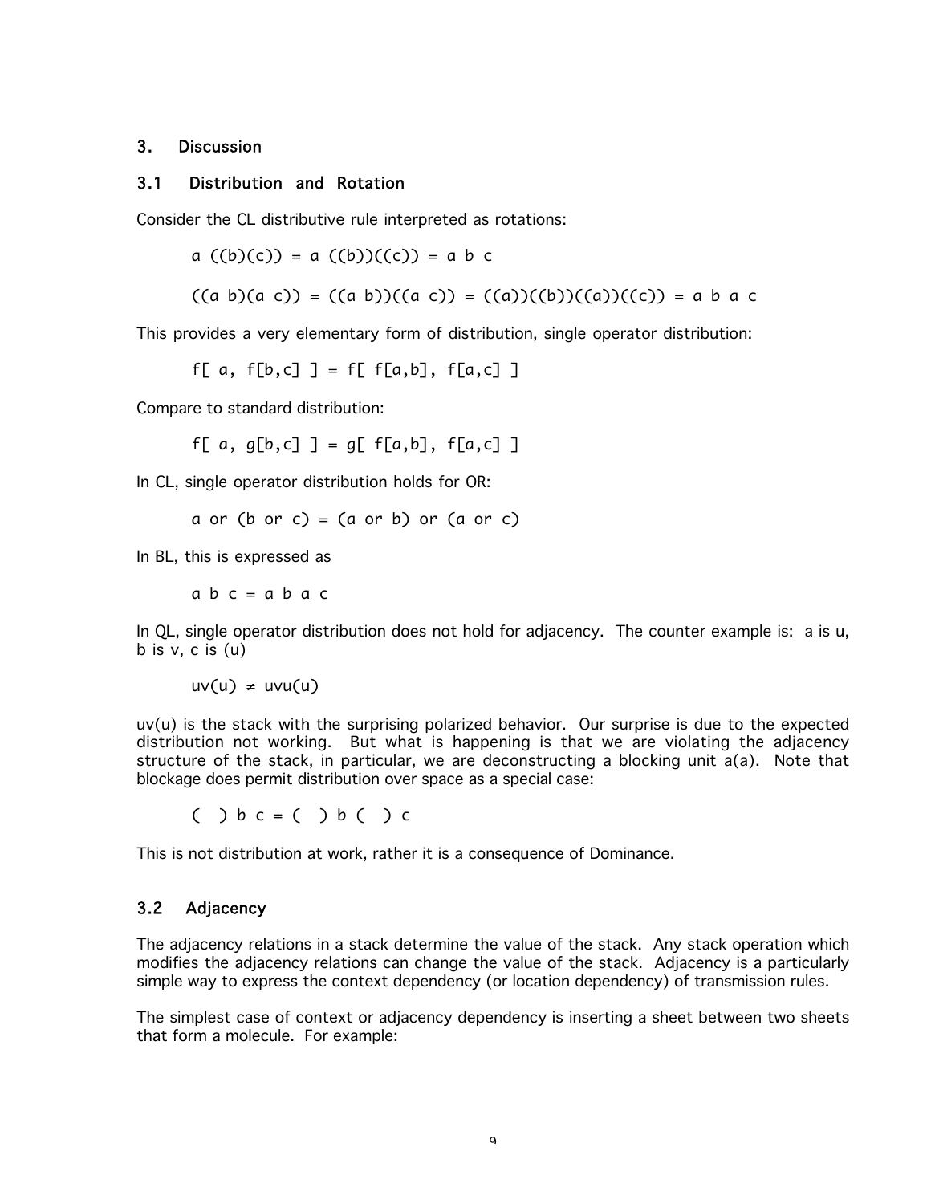## 3. Discussion

### 3.1 Distribution and Rotation

Consider the CL distributive rule interpreted as rotations:

```
a ((b)(c)) = a ((b))((c)) = a b c

((a b)(a c)) = ((a b))((a c)) = ((a))((b))((a))((c)) = a b a c
```

This provides a very elementary form of distribution, single operator distribution:

```
f[ a, f[b,c] ] = f[ f[a,b], f[a,c] ]
```

Compare to standard distribution:

```
f[ a, g[b,c] ] = g[ f[a,b], f[a,c] ]
```

In CL, single operator distribution holds for OR:

```
a or (b or c) = (a or b) or (a or c)
```

In BL, this is expressed as

```
a b c = a b a c
```

In QL, single operator distribution does not hold for adjacency. The counter example is: a is u, b is v, c is (u)

$$uv(u) \neq uvu(u)$$

uv(u) is the stack with the surprising polarized behavior. Our surprise is due to the expected distribution not working. But what is happening is that we are violating the adjacency structure of the stack, in particular, we are deconstructing a blocking unit a(a). Note that blockage does permit distribution over space as a special case:

```
(  ) b c = (  ) b (  ) c
```

This is not distribution at work, rather it is a consequence of Dominance.

### 3.2 Adjacency

The adjacency relations in a stack determine the value of the stack. Any stack operation which modifies the adjacency relations can change the value of the stack. Adjacency is a particularly simple way to express the context dependency (or location dependency) of transmission rules.

The simplest case of context or adjacency dependency is inserting a sheet between two sheets that form a molecule. For example: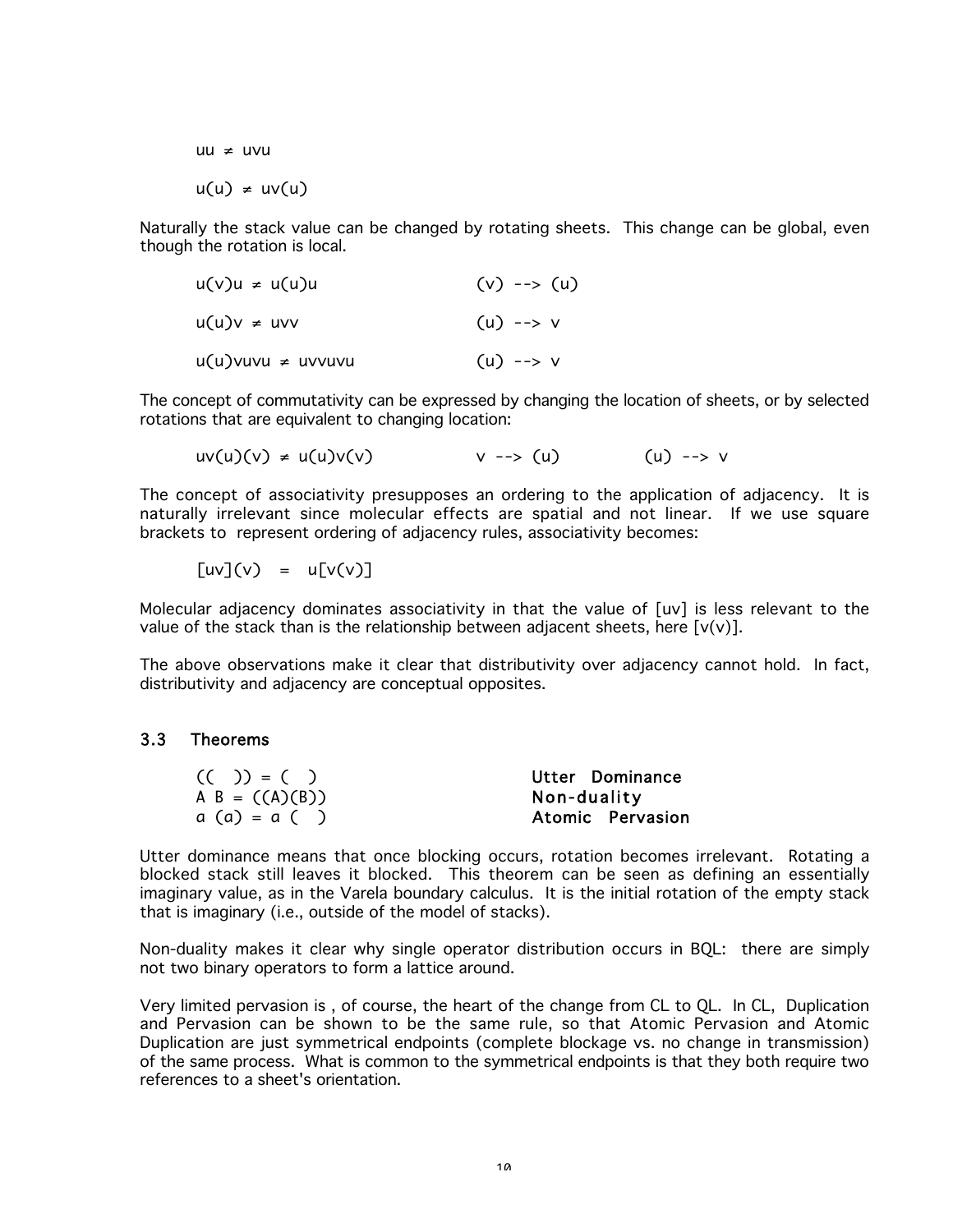uu ≠ uvu

u(u) ≠ uv(u)

Naturally the stack value can be changed by rotating sheets. This change can be global, even though the rotation is local.

```
u(v)u ≠ u(u)u            (v) --> (u)

u(u)v ≠ uvv              (u) --> v

u(u)vuvu ≠ uvvuvu        (u) --> v
```

The concept of commutativity can be expressed by changing the location of sheets, or by selected rotations that are equivalent to changing location:

```
uv(u)(v) ≠ u(u)v(v)            v --> (u)          (u) --> v
```

The concept of associativity presupposes an ordering to the application of adjacency. It is naturally irrelevant since molecular effects are spatial and not linear. If we use square brackets to represent ordering of adjacency rules, associativity becomes:

```
[uv](v)  =  u[v(v)]
```

Molecular adjacency dominates associativity in that the value of [uv] is less relevant to the value of the stack than is the relationship between adjacent sheets, here [v(v)].

The above observations make it clear that distributivity over adjacency cannot hold. In fact, distributivity and adjacency are conceptual opposites.

### 3.3 Theorems

```
(( )) = ( )                    Utter Dominance
A B = ((A)(B))                 Non-duality
a (a) = a ( )                  Atomic Pervasion
```

Utter dominance means that once blocking occurs, rotation becomes irrelevant. Rotating a blocked stack still leaves it blocked. This theorem can be seen as defining an essentially imaginary value, as in the Varela boundary calculus. It is the initial rotation of the empty stack that is imaginary (i.e., outside of the model of stacks).

Non-duality makes it clear why single operator distribution occurs in BQL: there are simply not two binary operators to form a lattice around.

Very limited pervasion is , of course, the heart of the change from CL to QL. In CL, Duplication and Pervasion can be shown to be the same rule, so that Atomic Pervasion and Atomic Duplication are just symmetrical endpoints (complete blockage vs. no change in transmission) of the same process. What is common to the symmetrical endpoints is that they both require two references to a sheet's orientation.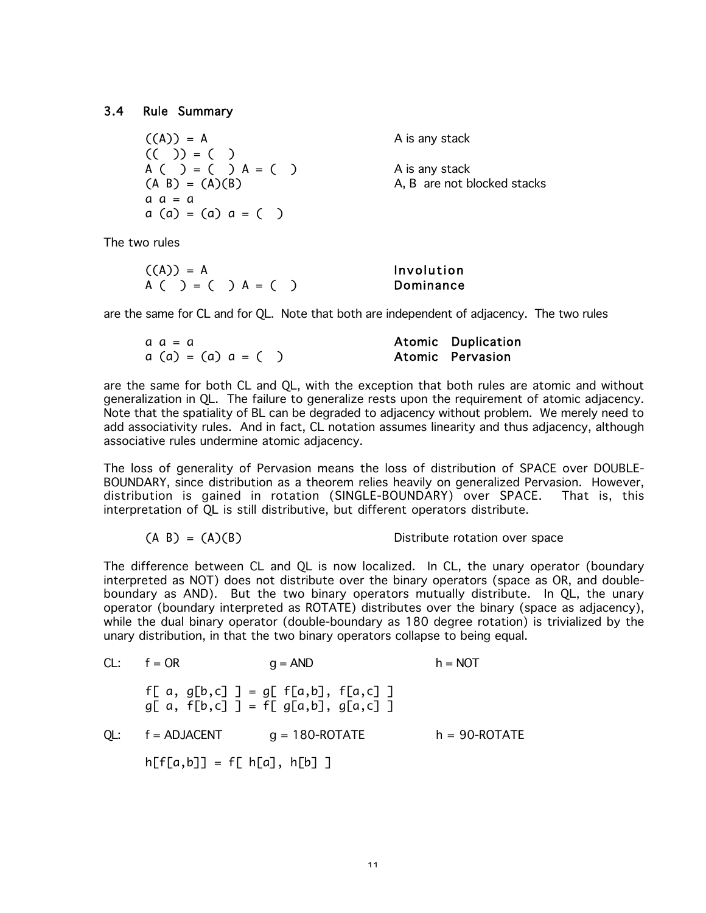### 3.4 Rule Summary

| | |
|---|---|
| `((A)) = A` | A is any stack |
| `(( )) = ( )` | |
| `A ( ) = ( ) A = ( )` | A is any stack |
| `(A B) = (A)(B)` | A, B are not blocked stacks |
| `a a = a` | |
| `a (a) = (a) a = ( )` | |

The two rules

| | |
|---|---|
| `((A)) = A` | **Involution** |
| `A ( ) = ( ) A = ( )` | **Dominance** |

are the same for CL and for QL. Note that both are independent of adjacency. The two rules

| | |
|---|---|
| `a a = a` | **Atomic Duplication** |
| `a (a) = (a) a = ( )` | **Atomic Pervasion** |

are the same for both CL and QL, with the exception that both rules are atomic and without generalization in QL. The failure to generalize rests upon the requirement of atomic adjacency. Note that the spatiality of BL can be degraded to adjacency without problem. We merely need to add associativity rules. And in fact, CL notation assumes linearity and thus adjacency, although associative rules undermine atomic adjacency.

The loss of generality of Pervasion means the loss of distribution of SPACE over DOUBLE-BOUNDARY, since distribution as a theorem relies heavily on generalized Pervasion. However, distribution is gained in rotation (SINGLE-BOUNDARY) over SPACE. That is, this interpretation of QL is still distributive, but different operators distribute.

| | |
|---|---|
| `(A B) = (A)(B)` | Distribute rotation over space |

The difference between CL and QL is now localized. In CL, the unary operator (boundary interpreted as NOT) does not distribute over the binary operators (space as OR, and double-boundary as AND). But the two binary operators mutually distribute. In QL, the unary operator (boundary interpreted as ROTATE) distributes over the binary (space as adjacency), while the dual binary operator (double-boundary as 180 degree rotation) is trivialized by the unary distribution, in that the two binary operators collapse to being equal.

CL: f = OR g = AND h = NOT

```
f[ a, g[b,c] ] = g[ f[a,b], f[a,c] ]
g[ a, f[b,c] ] = f[ g[a,b], g[a,c] ]
```

QL: f = ADJACENT g = 180-ROTATE h = 90-ROTATE

```
h[f[a,b]] = f[ h[a], h[b] ]
```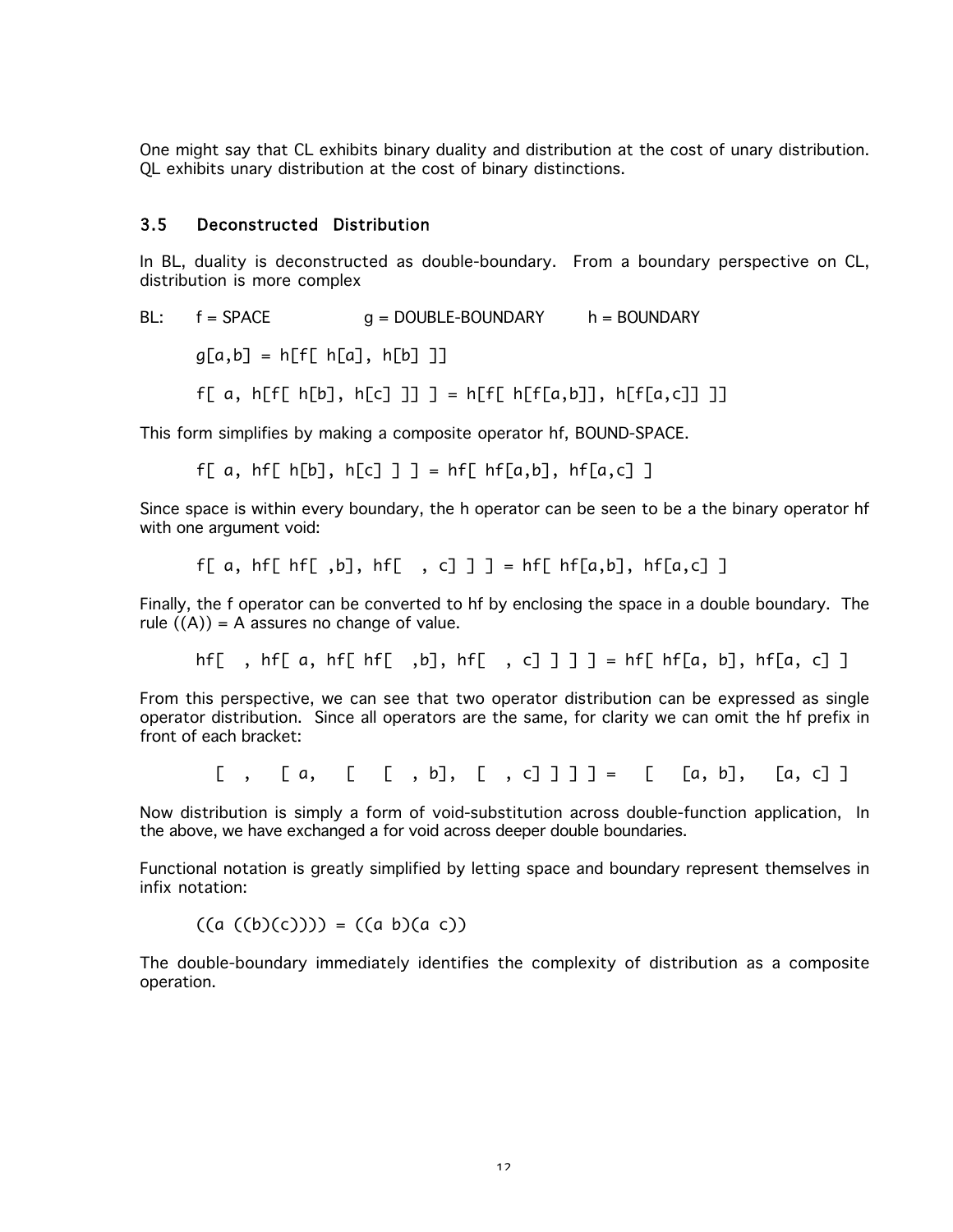One might say that CL exhibits binary duality and distribution at the cost of unary distribution. QL exhibits unary distribution at the cost of binary distinctions.

### 3.5 Deconstructed Distribution

In BL, duality is deconstructed as double-boundary. From a boundary perspective on CL, distribution is more complex

BL: f = SPACE g = DOUBLE-BOUNDARY h = BOUNDARY

```
g[a,b] = h[f[ h[a], h[b] ]]

f[ a, h[f[ h[b], h[c] ]] ] = h[f[ h[f[a,b]], h[f[a,c]] ]]
```

This form simplifies by making a composite operator hf, BOUND-SPACE.

```
f[ a, hf[ h[b], h[c] ] ] = hf[ hf[a,b], hf[a,c] ]
```

Since space is within every boundary, the h operator can be seen to be a the binary operator hf with one argument void:

```
f[ a, hf[ hf[ ,b], hf[  , c] ] ] = hf[ hf[a,b], hf[a,c] ]
```

Finally, the f operator can be converted to hf by enclosing the space in a double boundary. The rule ((A)) = A assures no change of value.

```
hf[  , hf[ a, hf[ hf[  ,b], hf[  , c] ] ] ] = hf[ hf[a, b], hf[a, c] ]
```

From this perspective, we can see that two operator distribution can be expressed as single operator distribution. Since all operators are the same, for clarity we can omit the hf prefix in front of each bracket:

```
[  ,   [ a,   [   [  , b],  [  , c] ] ] ] =   [   [a, b],   [a, c] ]
```

Now distribution is simply a form of void-substitution across double-function application, In the above, we have exchanged a for void across deeper double boundaries.

Functional notation is greatly simplified by letting space and boundary represent themselves in infix notation:

```
((a ((b)(c)))) = ((a b)(a c))
```

The double-boundary immediately identifies the complexity of distribution as a composite operation.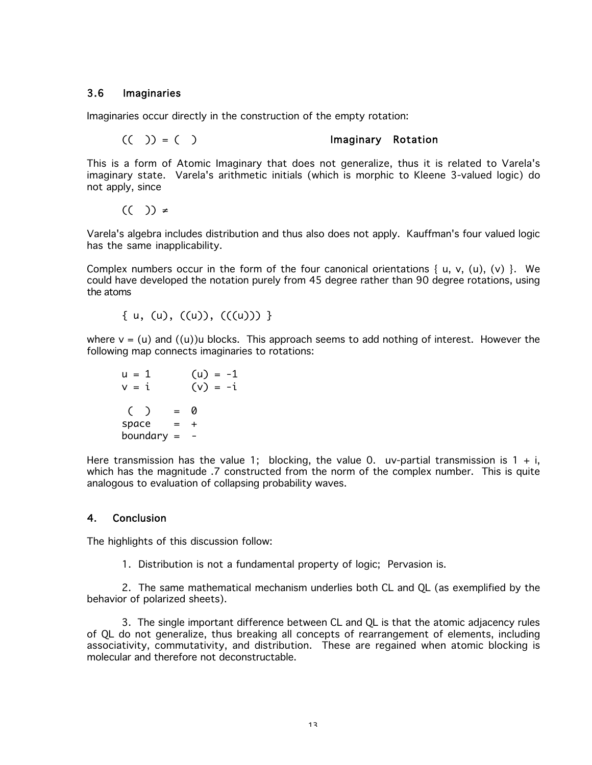### 3.6 Imaginaries

Imaginaries occur directly in the construction of the empty rotation:

```
(( )) = ( )                              Imaginary   Rotation
```

This is a form of Atomic Imaginary that does not generalize, thus it is related to Varela's imaginary state. Varela's arithmetic initials (which is morphic to Kleene 3-valued logic) do not apply, since

```
(( )) ≠
```

Varela's algebra includes distribution and thus also does not apply. Kauffman's four valued logic has the same inapplicability.

Complex numbers occur in the form of the four canonical orientations { u, v, (u), (v) }. We could have developed the notation purely from 45 degree rather than 90 degree rotations, using the atoms

```
{ u, (u), ((u)), (((u))) }
```

where v = (u) and ((u))u blocks. This approach seems to add nothing of interest. However the following map connects imaginaries to rotations:

```
u = 1        (u) = -1
v = i        (v) = -i

 ( )     =  0
space    =  +
boundary =  -
```

Here transmission has the value 1; blocking, the value 0. uv-partial transmission is 1 + i, which has the magnitude .7 constructed from the norm of the complex number. This is quite analogous to evaluation of collapsing probability waves.

## 4. Conclusion

The highlights of this discussion follow:

1. Distribution is not a fundamental property of logic; Pervasion is.

2. The same mathematical mechanism underlies both CL and QL (as exemplified by the behavior of polarized sheets).

3. The single important difference between CL and QL is that the atomic adjacency rules of QL do not generalize, thus breaking all concepts of rearrangement of elements, including associativity, commutativity, and distribution. These are regained when atomic blocking is molecular and therefore not deconstructable.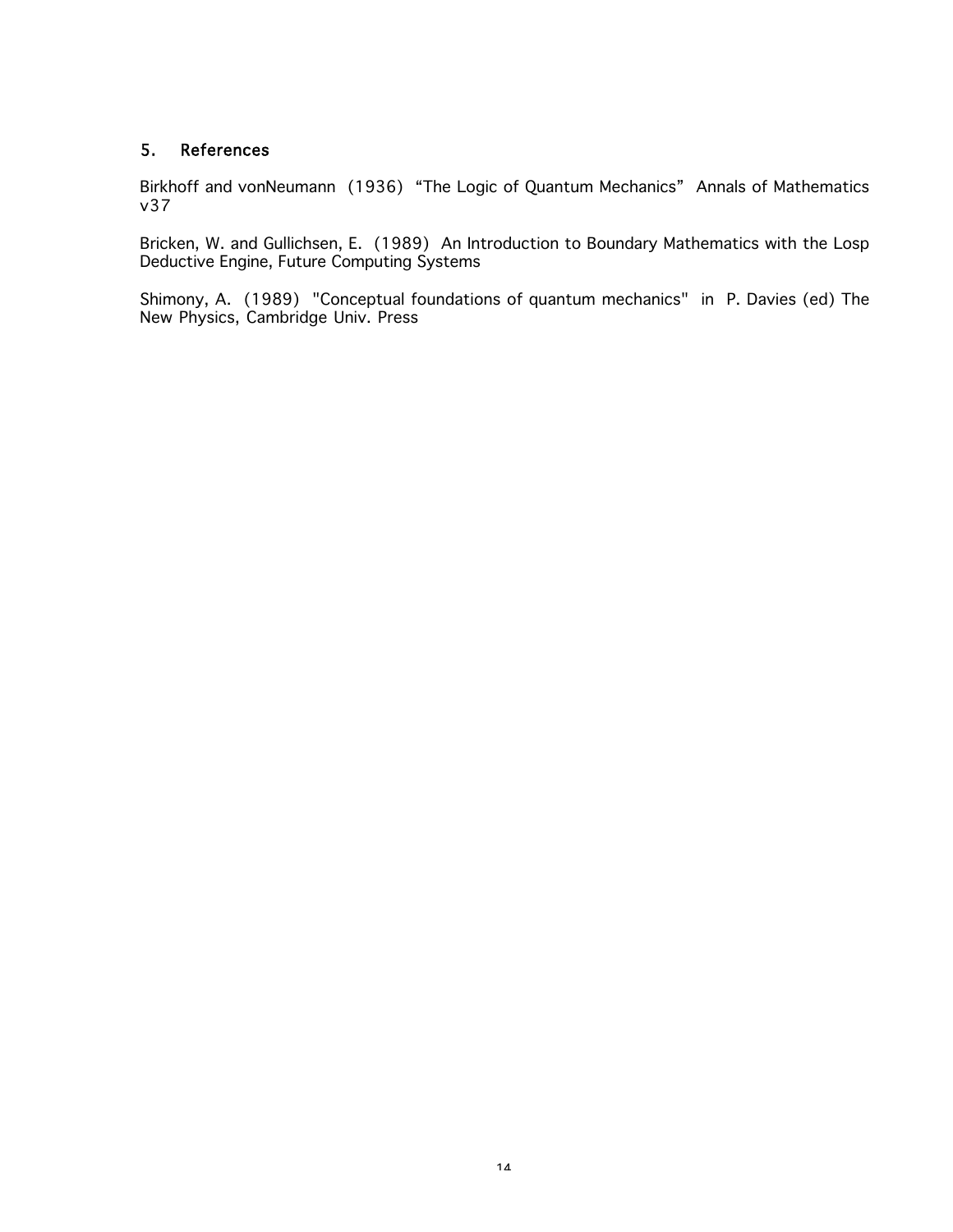## 5. References

Birkhoff and vonNeumann (1936) “The Logic of Quantum Mechanics” Annals of Mathematics v37

Bricken, W. and Gullichsen, E. (1989) An Introduction to Boundary Mathematics with the Losp Deductive Engine, Future Computing Systems

Shimony, A. (1989) "Conceptual foundations of quantum mechanics" in P. Davies (ed) The New Physics, Cambridge Univ. Press